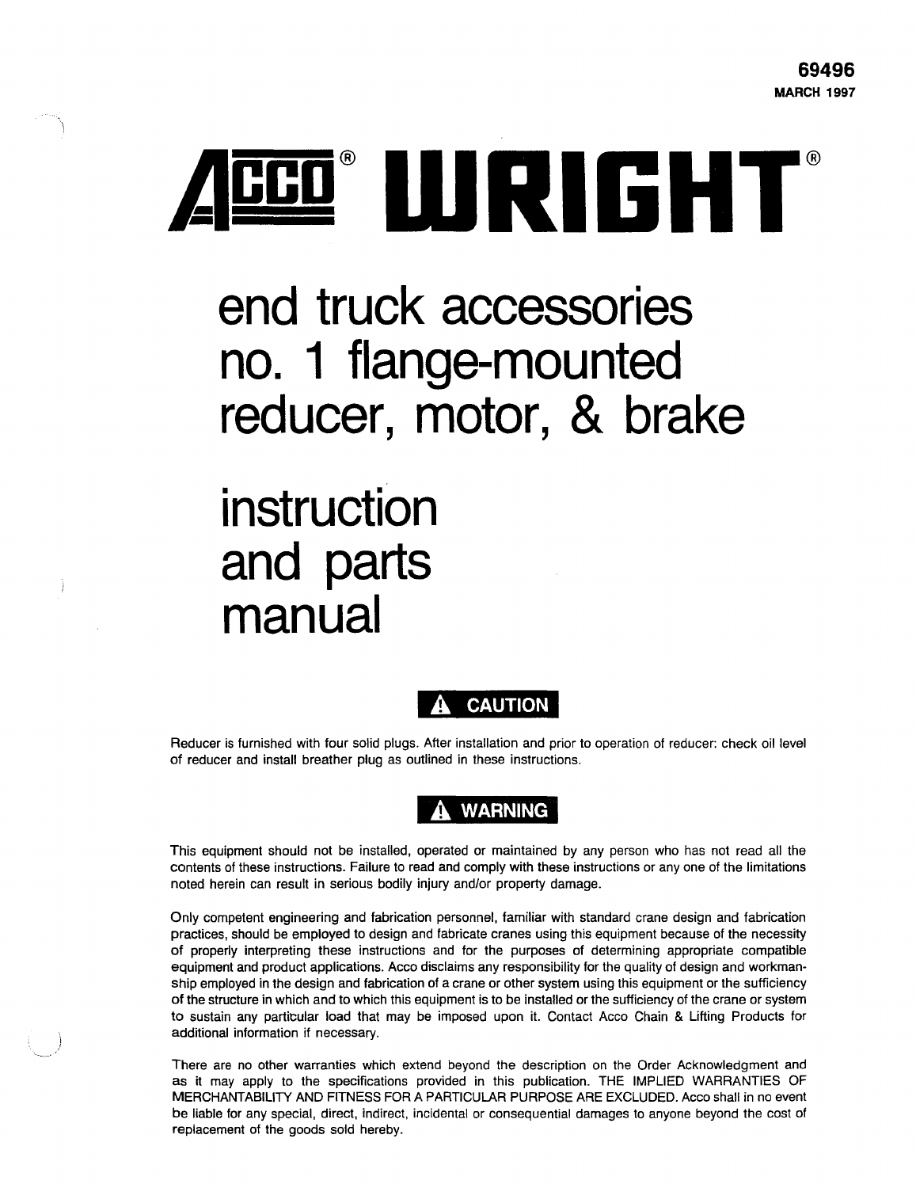**69496**
**MARCH 1997**

# ACCO® WRIGHT®

# end truck accessories no. 1 flange-mounted reducer, motor, & brake

# instruction and parts manual

**⚠ CAUTION**

Reducer is furnished with four solid plugs. After installation and prior to operation of reducer: check oil level of reducer and install breather plug as outlined in these instructions.

**⚠ WARNING**

This equipment should not be installed, operated or maintained by any person who has not read all the contents of these instructions. Failure to read and comply with these instructions or any one of the limitations noted herein can result in serious bodily injury and/or property damage.

Only competent engineering and fabrication personnel, familiar with standard crane design and fabrication practices, should be employed to design and fabricate cranes using this equipment because of the necessity of properly interpreting these instructions and for the purposes of determining appropriate compatible equipment and product applications. Acco disclaims any responsibility for the quality of design and workmanship employed in the design and fabrication of a crane or other system using this equipment or the sufficiency of the structure in which and to which this equipment is to be installed or the sufficiency of the crane or system to sustain any particular load that may be imposed upon it. Contact Acco Chain & Lifting Products for additional information if necessary.

There are no other warranties which extend beyond the description on the Order Acknowledgment and as it may apply to the specifications provided in this publication. THE IMPLIED WARRANTIES OF MERCHANTABILITY AND FITNESS FOR A PARTICULAR PURPOSE ARE EXCLUDED. Acco shall in no event be liable for any special, direct, indirect, incidental or consequential damages to anyone beyond the cost of replacement of the goods sold hereby.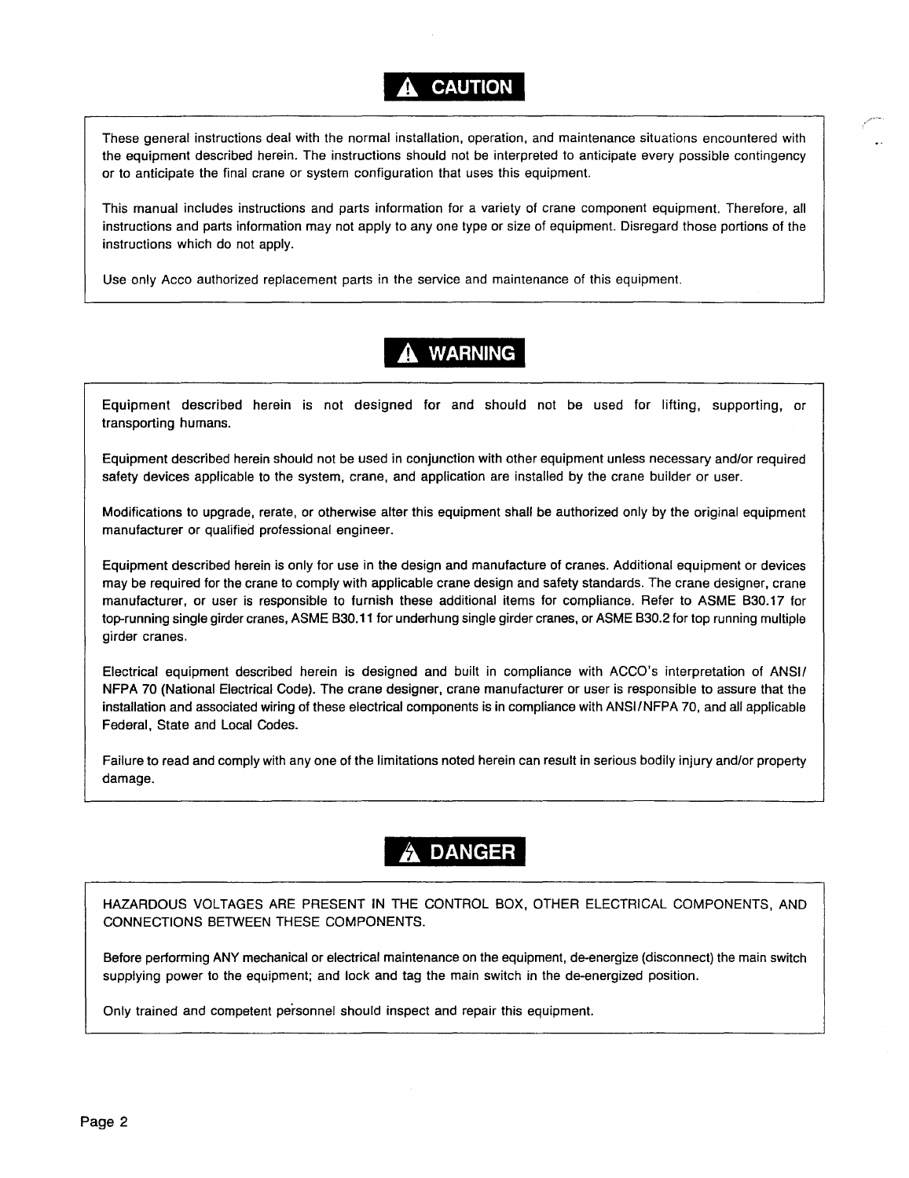## ⚠ CAUTION

These general instructions deal with the normal installation, operation, and maintenance situations encountered with the equipment described herein. The instructions should not be interpreted to anticipate every possible contingency or to anticipate the final crane or system configuration that uses this equipment.

This manual includes instructions and parts information for a variety of crane component equipment. Therefore, all instructions and parts information may not apply to any one type or size of equipment. Disregard those portions of the instructions which do not apply.

Use only Acco authorized replacement parts in the service and maintenance of this equipment.

## ⚠ WARNING

Equipment described herein is not designed for and should not be used for lifting, supporting, or transporting humans.

Equipment described herein should not be used in conjunction with other equipment unless necessary and/or required safety devices applicable to the system, crane, and application are installed by the crane builder or user.

Modifications to upgrade, rerate, or otherwise alter this equipment shall be authorized only by the original equipment manufacturer or qualified professional engineer.

Equipment described herein is only for use in the design and manufacture of cranes. Additional equipment or devices may be required for the crane to comply with applicable crane design and safety standards. The crane designer, crane manufacturer, or user is responsible to furnish these additional items for compliance. Refer to ASME B30.17 for top-running single girder cranes, ASME B30.11 for underhung single girder cranes, or ASME B30.2 for top running multiple girder cranes.

Electrical equipment described herein is designed and built in compliance with ACCO's interpretation of ANSI/ NFPA 70 (National Electrical Code). The crane designer, crane manufacturer or user is responsible to assure that the installation and associated wiring of these electrical components is in compliance with ANSI/NFPA 70, and all applicable Federal, State and Local Codes.

Failure to read and comply with any one of the limitations noted herein can result in serious bodily injury and/or property damage.

## ⚠ DANGER

HAZARDOUS VOLTAGES ARE PRESENT IN THE CONTROL BOX, OTHER ELECTRICAL COMPONENTS, AND CONNECTIONS BETWEEN THESE COMPONENTS.

Before performing ANY mechanical or electrical maintenance on the equipment, de-energize (disconnect) the main switch supplying power to the equipment; and lock and tag the main switch in the de-energized position.

Only trained and competent personnel should inspect and repair this equipment.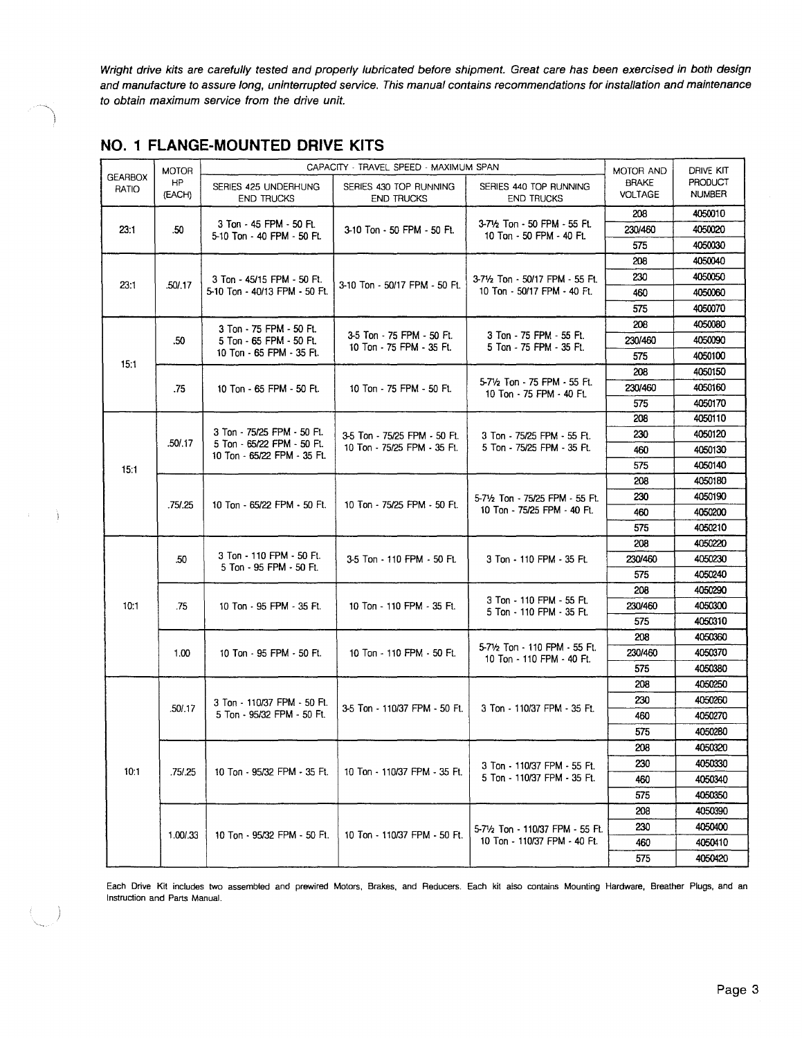*Wright drive kits are carefully tested and properly lubricated before shipment. Great care has been exercised in both design and manufacture to assure long, uninterrupted service. This manual contains recommendations for installation and maintenance to obtain maximum service from the drive unit.*

## NO. 1 FLANGE-MOUNTED DRIVE KITS

| GEARBOX RATIO | MOTOR HP (EACH) | CAPACITY - TRAVEL SPEED - MAXIMUM SPAN | | | MOTOR AND BRAKE VOLTAGE | DRIVE KIT PRODUCT NUMBER |
|---|---|---|---|---|---|---|
| | | SERIES 425 UNDERHUNG END TRUCKS | SERIES 430 TOP RUNNING END TRUCKS | SERIES 440 TOP RUNNING END TRUCKS | | |
| 23:1 | .50 | 3 Ton - 45 FPM - 50 Ft. 5-10 Ton - 40 FPM - 50 Ft. | 3-10 Ton - 50 FPM - 50 Ft. | 3-7½ Ton - 50 FPM - 55 Ft. 10 Ton - 50 FPM - 40 Ft. | 208 | 4050010 |
| | | | | | 230/460 | 4050020 |
| | | | | | 575 | 4050030 |
| 23:1 | .50/.17 | 3 Ton - 45/15 FPM - 50 Ft. 5-10 Ton - 40/13 FPM - 50 Ft. | 3-10 Ton - 50/17 FPM - 50 Ft. | 3-7½ Ton - 50/17 FPM - 55 Ft. 10 Ton - 50/17 FPM - 40 Ft. | 208 | 4050040 |
| | | | | | 230 | 4050050 |
| | | | | | 460 | 4050060 |
| | | | | | 575 | 4050070 |
| 15:1 | .50 | 3 Ton - 75 FPM - 50 Ft. 5 Ton - 65 FPM - 50 Ft. 10 Ton - 65 FPM - 35 Ft. | 3-5 Ton - 75 FPM - 50 Ft. 10 Ton - 75 FPM - 35 Ft. | 3 Ton - 75 FPM - 55 Ft. 5 Ton - 75 FPM - 35 Ft. | 208 | 4050080 |
| | | | | | 230/460 | 4050090 |
| | | | | | 575 | 4050100 |
| | .75 | 10 Ton - 65 FPM - 50 Ft. | 10 Ton - 75 FPM - 50 Ft. | 5-7½ Ton - 75 FPM - 55 Ft. 10 Ton - 75 FPM - 40 Ft. | 208 | 4050150 |
| | | | | | 230/460 | 4050160 |
| | | | | | 575 | 4050170 |
| 15:1 | .50/.17 | 3 Ton - 75/25 FPM - 50 Ft. 5 Ton - 65/22 FPM - 50 Ft. 10 Ton - 65/22 FPM - 35 Ft. | 3-5 Ton - 75/25 FPM - 50 Ft. 10 Ton - 75/25 FPM - 35 Ft. | 3 Ton - 75/25 FPM - 55 Ft. 5 Ton - 75/25 FPM - 35 Ft. | 208 | 4050110 |
| | | | | | 230 | 4050120 |
| | | | | | 460 | 4050130 |
| | | | | | 575 | 4050140 |
| | .75/.25 | 10 Ton - 65/22 FPM - 50 Ft. | 10 Ton - 75/25 FPM - 50 Ft. | 5-7½ Ton - 75/25 FPM - 55 Ft. 10 Ton - 75/25 FPM - 40 Ft. | 208 | 4050180 |
| | | | | | 230 | 4050190 |
| | | | | | 460 | 4050200 |
| | | | | | 575 | 4050210 |
| 10:1 | .50 | 3 Ton - 110 FPM - 50 Ft. 5 Ton - 95 FPM - 50 Ft. | 3-5 Ton - 110 FPM - 50 Ft. | 3 Ton - 110 FPM - 35 Ft. | 208 | 4050220 |
| | | | | | 230/460 | 4050230 |
| | | | | | 575 | 4050240 |
| | .75 | 10 Ton - 95 FPM - 35 Ft. | 10 Ton - 110 FPM - 35 Ft. | 3 Ton - 110 FPM - 55 Ft. 5 Ton - 110 FPM - 35 Ft. | 208 | 4050290 |
| | | | | | 230/460 | 4050300 |
| | | | | | 575 | 4050310 |
| | 1.00 | 10 Ton - 95 FPM - 50 Ft. | 10 Ton - 110 FPM - 50 Ft. | 5-7½ Ton - 110 FPM - 55 Ft. 10 Ton - 110 FPM - 40 Ft. | 208 | 4050360 |
| | | | | | 230/460 | 4050370 |
| | | | | | 575 | 4050380 |
| 10:1 | .50/.17 | 3 Ton - 110/37 FPM - 50 Ft. 5 Ton - 95/32 FPM - 50 Ft. | 3-5 Ton - 110/37 FPM - 50 Ft. | 3 Ton - 110/37 FPM - 35 Ft. | 208 | 4050250 |
| | | | | | 230 | 4050260 |
| | | | | | 460 | 4050270 |
| | | | | | 575 | 4050280 |
| | .75/.25 | 10 Ton - 95/32 FPM - 35 Ft. | 10 Ton - 110/37 FPM - 35 Ft. | 3 Ton - 110/37 FPM - 55 Ft. 5 Ton - 110/37 FPM - 35 Ft. | 208 | 4050320 |
| | | | | | 230 | 4050330 |
| | | | | | 460 | 4050340 |
| | | | | | 575 | 4050350 |
| | 1.00/.33 | 10 Ton - 95/32 FPM - 50 Ft. | 10 Ton - 110/37 FPM - 50 Ft. | 5-7½ Ton - 110/37 FPM - 55 Ft. 10 Ton - 110/37 FPM - 40 Ft. | 208 | 4050390 |
| | | | | | 230 | 4050400 |
| | | | | | 460 | 4050410 |
| | | | | | 575 | 4050420 |

Each Drive Kit includes two assembled and prewired Motors, Brakes, and Reducers. Each kit also contains Mounting Hardware, Breather Plugs, and an Instruction and Parts Manual.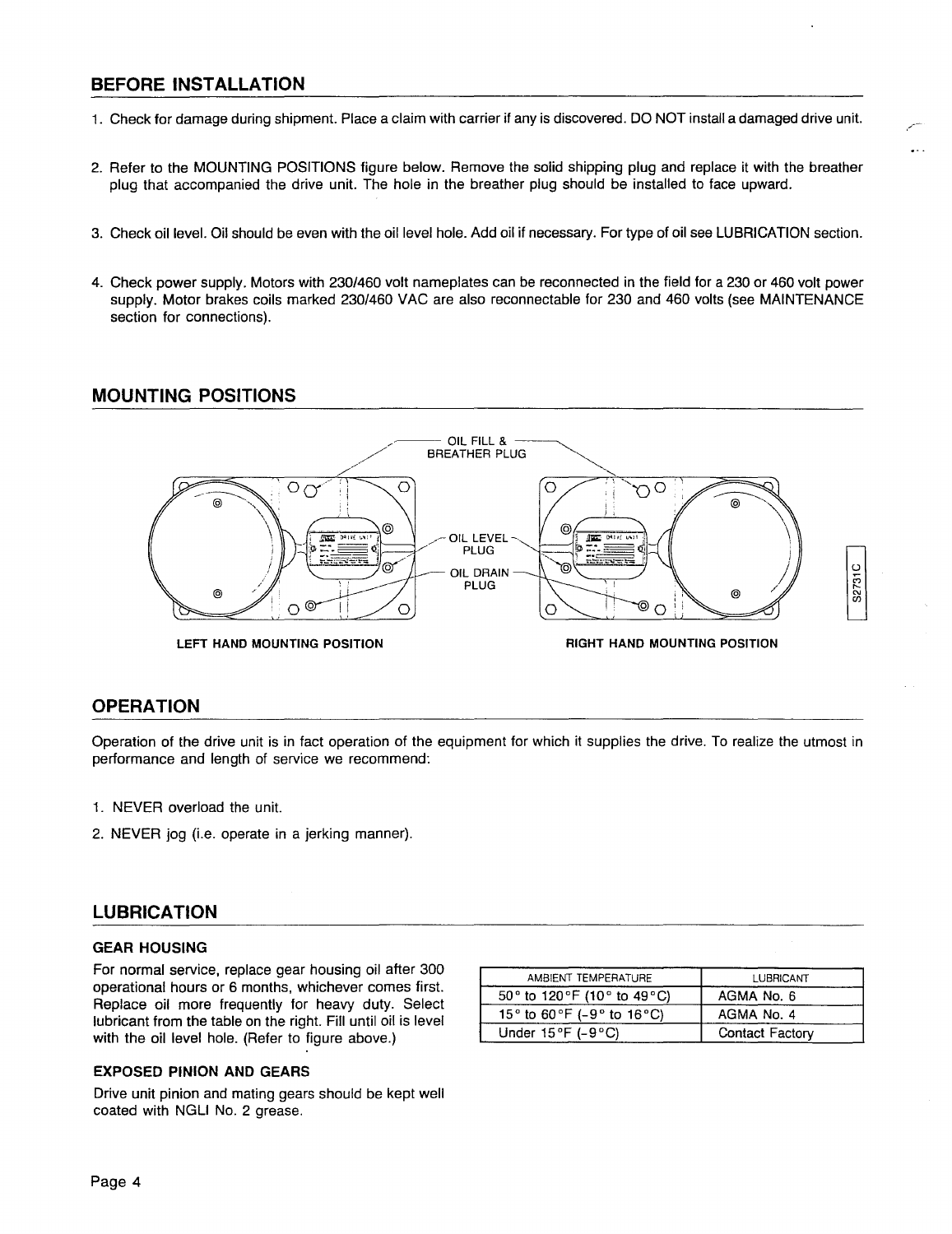## BEFORE INSTALLATION

1. Check for damage during shipment. Place a claim with carrier if any is discovered. DO NOT install a damaged drive unit.
2. Refer to the MOUNTING POSITIONS figure below. Remove the solid shipping plug and replace it with the breather plug that accompanied the drive unit. The hole in the breather plug should be installed to face upward.
3. Check oil level. Oil should be even with the oil level hole. Add oil if necessary. For type of oil see LUBRICATION section.
4. Check power supply. Motors with 230/460 volt nameplates can be reconnected in the field for a 230 or 460 volt power supply. Motor brakes coils marked 230/460 VAC are also reconnectable for 230 and 460 volts (see MAINTENANCE section for connections).

## MOUNTING POSITIONS

OIL FILL & BREATHER PLUG

OIL LEVEL PLUG

OIL DRAIN PLUG

S2731C

LEFT HAND MOUNTING POSITION

RIGHT HAND MOUNTING POSITION

## OPERATION

Operation of the drive unit is in fact operation of the equipment for which it supplies the drive. To realize the utmost in performance and length of service we recommend:

1. NEVER overload the unit.
2. NEVER jog (i.e. operate in a jerking manner).

## LUBRICATION

### GEAR HOUSING

For normal service, replace gear housing oil after 300 operational hours or 6 months, whichever comes first. Replace oil more frequently for heavy duty. Select lubricant from the table on the right. Fill until oil is level with the oil level hole. (Refer to figure above.)

| AMBIENT TEMPERATURE | LUBRICANT |
|---|---|
| 50° to 120°F (10° to 49°C) | AGMA No. 6 |
| 15° to 60°F (-9° to 16°C) | AGMA No. 4 |
| Under 15°F (-9°C) | Contact Factory |

### EXPOSED PINION AND GEARS

Drive unit pinion and mating gears should be kept well coated with NGLI No. 2 grease.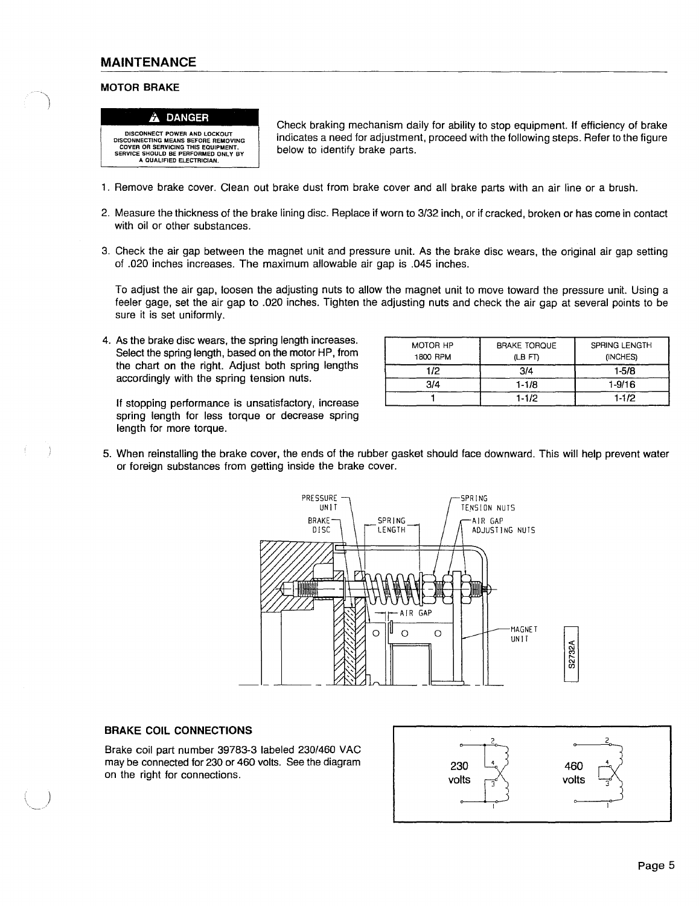## MAINTENANCE

### MOTOR BRAKE

**⚠ DANGER**

DISCONNECT POWER AND LOCKOUT DISCONNECTING MEANS BEFORE REMOVING COVER OR SERVICING THIS EQUIPMENT. SERVICE SHOULD BE PERFORMED ONLY BY A QUALIFIED ELECTRICIAN.

Check braking mechanism daily for ability to stop equipment. If efficiency of brake indicates a need for adjustment, proceed with the following steps. Refer to the figure below to identify brake parts.

1. Remove brake cover. Clean out brake dust from brake cover and all brake parts with an air line or a brush.

2. Measure the thickness of the brake lining disc. Replace if worn to 3/32 inch, or if cracked, broken or has come in contact with oil or other substances.

3. Check the air gap between the magnet unit and pressure unit. As the brake disc wears, the original air gap setting of .020 inches increases. The maximum allowable air gap is .045 inches.

   To adjust the air gap, loosen the adjusting nuts to allow the magnet unit to move toward the pressure unit. Using a feeler gage, set the air gap to .020 inches. Tighten the adjusting nuts and check the air gap at several points to be sure it is set uniformly.

4. As the brake disc wears, the spring length increases. Select the spring length, based on the motor HP, from the chart on the right. Adjust both spring lengths accordingly with the spring tension nuts.

   | MOTOR HP 1800 RPM | BRAKE TORQUE (LB FT) | SPRING LENGTH (INCHES) |
   |---|---|---|
   | 1/2 | 3/4 | 1-5/8 |
   | 3/4 | 1-1/8 | 1-9/16 |
   | 1 | 1-1/2 | 1-1/2 |

   If stopping performance is unsatisfactory, increase spring length for less torque or decrease spring length for more torque.

5. When reinstalling the brake cover, the ends of the rubber gasket should face downward. This will help prevent water or foreign substances from getting inside the brake cover.

PRESSURE UNIT, BRAKE DISC, SPRING LENGTH, SPRING TENSION NUTS, AIR GAP ADJUSTING NUTS, AIR GAP, MAGNET UNIT

S2732A

### BRAKE COIL CONNECTIONS

Brake coil part number 39783-3 labeled 230/460 VAC may be connected for 230 or 460 volts. See the diagram on the right for connections.

230 volts — 460 volts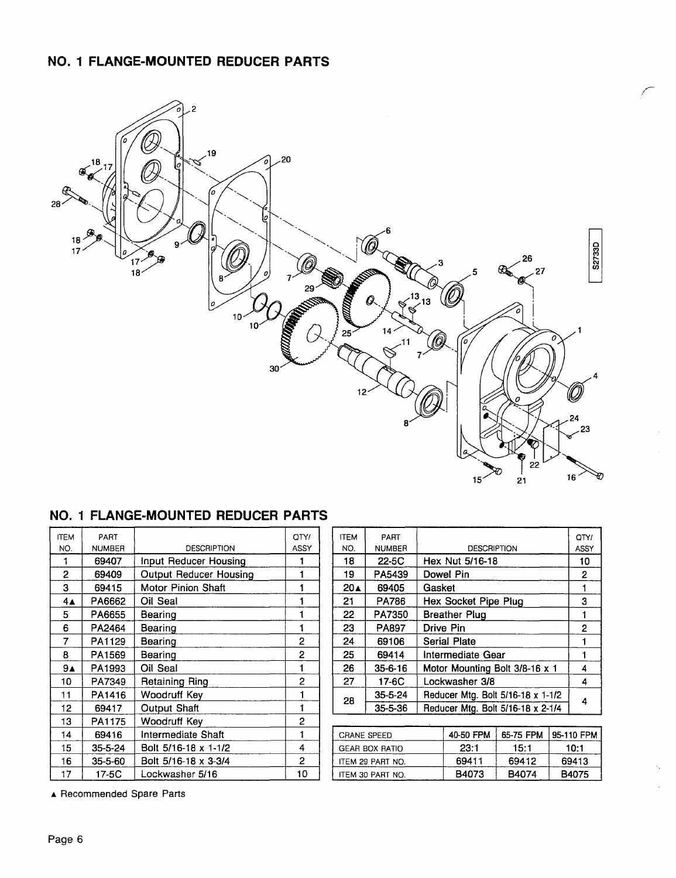# NO. 1 FLANGE-MOUNTED REDUCER PARTS

## NO. 1 FLANGE-MOUNTED REDUCER PARTS

| ITEM NO. | PART NUMBER | DESCRIPTION | QTY/ ASSY |
|---|---|---|---|
| 1 | 69407 | Input Reducer Housing | 1 |
| 2 | 69409 | Output Reducer Housing | 1 |
| 3 | 69415 | Motor Pinion Shaft | 1 |
| 4▲ | PA6662 | Oil Seal | 1 |
| 5 | PA6655 | Bearing | 1 |
| 6 | PA2464 | Bearing | 1 |
| 7 | PA1129 | Bearing | 2 |
| 8 | PA1569 | Bearing | 2 |
| 9▲ | PA1993 | Oil Seal | 1 |
| 10 | PA7349 | Retaining Ring | 2 |
| 11 | PA1416 | Woodruff Key | 1 |
| 12 | 69417 | Output Shaft | 1 |
| 13 | PA1175 | Woodruff Key | 2 |
| 14 | 69416 | Intermediate Shaft | 1 |
| 15 | 35-5-24 | Bolt 5/16-18 x 1-1/2 | 4 |
| 16 | 35-5-60 | Bolt 5/16-18 x 3-3/4 | 2 |
| 17 | 17-5C | Lockwasher 5/16 | 10 |
| 18 | 22-5C | Hex Nut 5/16-18 | 10 |
| 19 | PA5439 | Dowel Pin | 2 |
| 20▲ | 69405 | Gasket | 1 |
| 21 | PA786 | Hex Socket Pipe Plug | 3 |
| 22 | PA7350 | Breather Plug | 1 |
| 23 | PA897 | Drive Pin | 2 |
| 24 | 69106 | Serial Plate | 1 |
| 25 | 69414 | Intermediate Gear | 1 |
| 26 | 35-6-16 | Motor Mounting Bolt 3/8-16 x 1 | 4 |
| 27 | 17-6C | Lockwasher 3/8 | 4 |
| 28 | 35-5-24 | Reducer Mtg. Bolt 5/16-18 x 1-1/2 | 4 |
| | 35-5-36 | Reducer Mtg. Bolt 5/16-18 x 2-1/4 | |

| CRANE SPEED | 40-50 FPM | 65-75 FPM | 95-110 FPM |
|---|---|---|---|
| GEAR BOX RATIO | 23:1 | 15:1 | 10:1 |
| ITEM 29 PART NO. | 69411 | 69412 | 69413 |
| ITEM 30 PART NO. | B4073 | B4074 | B4075 |

▲ Recommended Spare Parts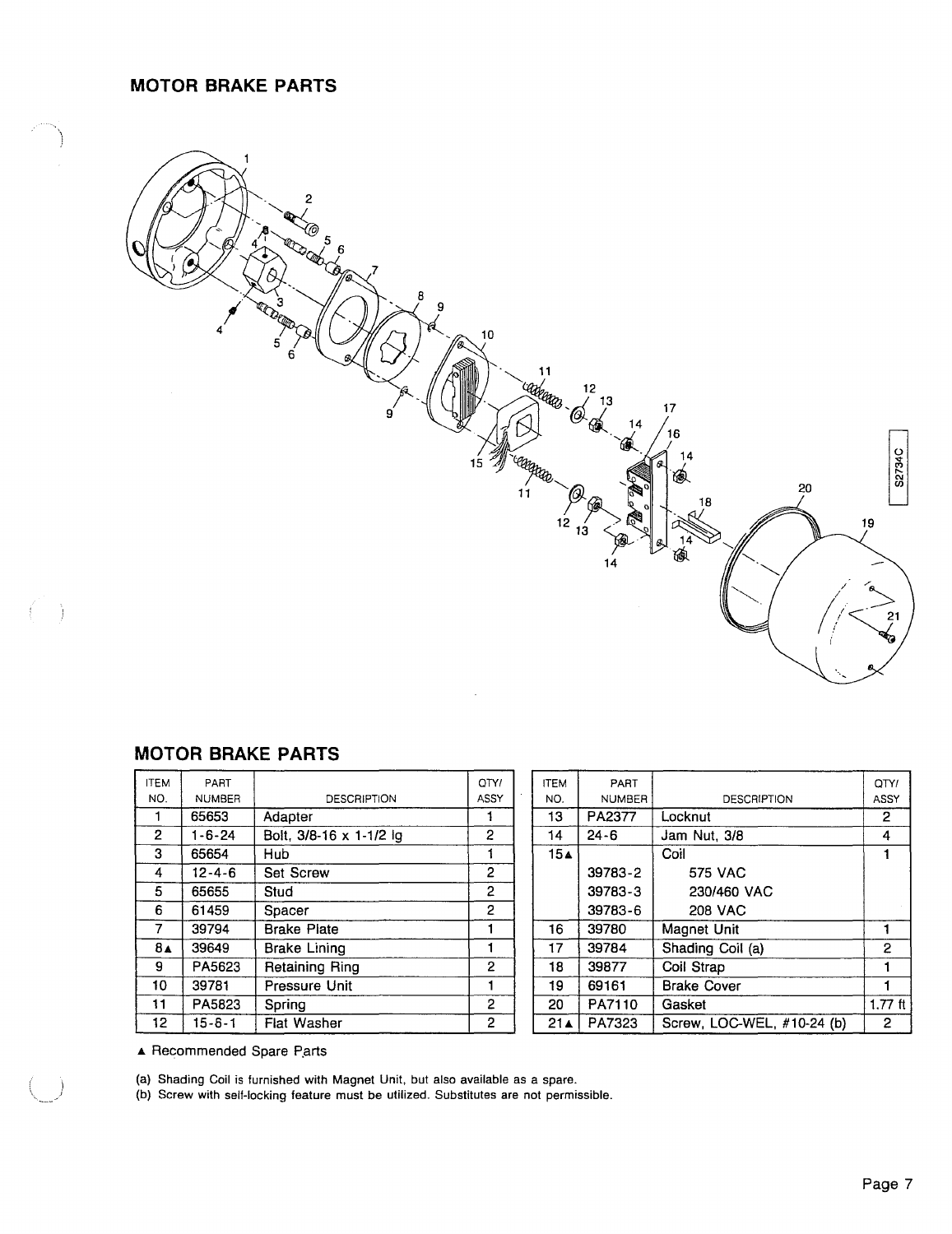# MOTOR BRAKE PARTS

## MOTOR BRAKE PARTS

| ITEM NO. | PART NUMBER | DESCRIPTION | QTY/ ASSY |
|---|---|---|---|
| 1 | 65653 | Adapter | 1 |
| 2 | 1-6-24 | Bolt, 3/8-16 x 1-1/2 lg | 2 |
| 3 | 65654 | Hub | 1 |
| 4 | 12-4-6 | Set Screw | 2 |
| 5 | 65655 | Stud | 2 |
| 6 | 61459 | Spacer | 2 |
| 7 | 39794 | Brake Plate | 1 |
| 8▲ | 39649 | Brake Lining | 1 |
| 9 | PA5623 | Retaining Ring | 2 |
| 10 | 39781 | Pressure Unit | 1 |
| 11 | PA5823 | Spring | 2 |
| 12 | 15-6-1 | Flat Washer | 2 |

| ITEM NO. | PART NUMBER | DESCRIPTION | QTY/ ASSY |
|---|---|---|---|
| 13 | PA2377 | Locknut | 2 |
| 14 | 24-6 | Jam Nut, 3/8 | 4 |
| 15▲ | | Coil | 1 |
| | 39783-2 | 575 VAC | |
| | 39783-3 | 230/460 VAC | |
| | 39783-6 | 208 VAC | |
| 16 | 39780 | Magnet Unit | 1 |
| 17 | 39784 | Shading Coil (a) | 2 |
| 18 | 39877 | Coil Strap | 1 |
| 19 | 69161 | Brake Cover | 1 |
| 20 | PA7110 | Gasket | 1.77 ft |
| 21▲ | PA7323 | Screw, LOC-WEL, #10-24 (b) | 2 |

▲ Recommended Spare Parts

(a) Shading Coil is furnished with Magnet Unit, but also available as a spare.
(b) Screw with self-locking feature must be utilized. Substitutes are not permissible.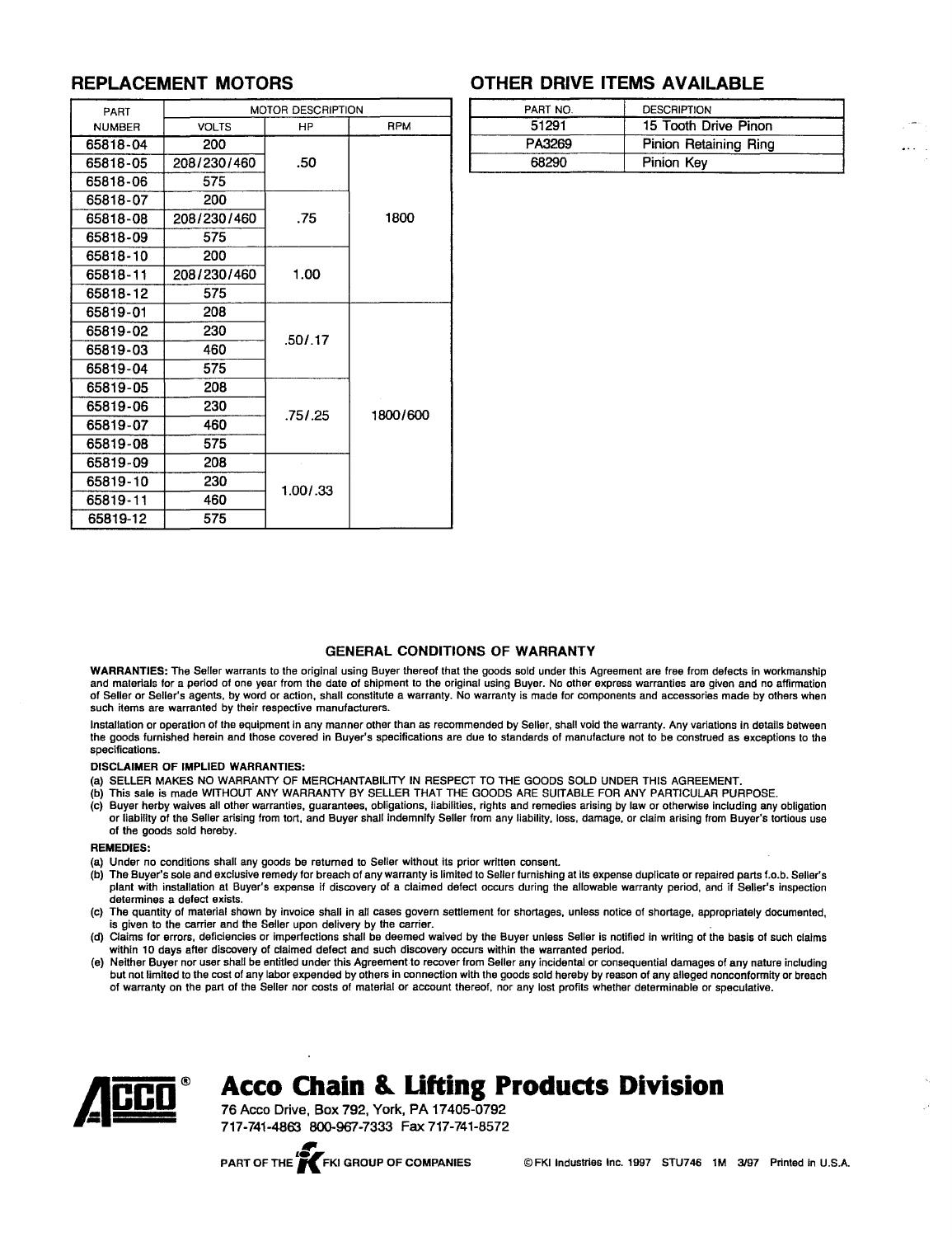## REPLACEMENT MOTORS

| PART NUMBER | MOTOR DESCRIPTION | | |
|---|---|---|---|
| | VOLTS | HP | RPM |
| 65818-04 | 200 | .50 | 1800 |
| 65818-05 | 208/230/460 | .50 | 1800 |
| 65818-06 | 575 | .50 | 1800 |
| 65818-07 | 200 | .75 | 1800 |
| 65818-08 | 208/230/460 | .75 | 1800 |
| 65818-09 | 575 | .75 | 1800 |
| 65818-10 | 200 | 1.00 | 1800 |
| 65818-11 | 208/230/460 | 1.00 | 1800 |
| 65818-12 | 575 | 1.00 | 1800 |
| 65819-01 | 208 | .50/.17 | 1800/600 |
| 65819-02 | 230 | .50/.17 | 1800/600 |
| 65819-03 | 460 | .50/.17 | 1800/600 |
| 65819-04 | 575 | .50/.17 | 1800/600 |
| 65819-05 | 208 | .75/.25 | 1800/600 |
| 65819-06 | 230 | .75/.25 | 1800/600 |
| 65819-07 | 460 | .75/.25 | 1800/600 |
| 65819-08 | 575 | .75/.25 | 1800/600 |
| 65819-09 | 208 | 1.00/.33 | 1800/600 |
| 65819-10 | 230 | 1.00/.33 | 1800/600 |
| 65819-11 | 460 | 1.00/.33 | 1800/600 |
| 65819-12 | 575 | 1.00/.33 | 1800/600 |

## OTHER DRIVE ITEMS AVAILABLE

| PART NO. | DESCRIPTION |
|---|---|
| 51291 | 15 Tooth Drive Pinon |
| PA3269 | Pinion Retaining Ring |
| 68290 | Pinion Key |

### GENERAL CONDITIONS OF WARRANTY

**WARRANTIES:** The Seller warrants to the original using Buyer thereof that the goods sold under this Agreement are free from defects in workmanship and materials for a period of one year from the date of shipment to the original using Buyer. No other express warranties are given and no affirmation of Seller or Seller's agents, by word or action, shall constitute a warranty. No warranty is made for components and accessories made by others when such items are warranted by their respective manufacturers.

Installation or operation of the equipment in any manner other than as recommended by Seller, shall void the warranty. Any variations in details between the goods furnished herein and those covered in Buyer's specifications are due to standards of manufacture not to be construed as exceptions to the specifications.

**DISCLAIMER OF IMPLIED WARRANTIES:**

(a) SELLER MAKES NO WARRANTY OF MERCHANTABILITY IN RESPECT TO THE GOODS SOLD UNDER THIS AGREEMENT.
(b) This sale is made WITHOUT ANY WARRANTY BY SELLER THAT THE GOODS ARE SUITABLE FOR ANY PARTICULAR PURPOSE.
(c) Buyer herby waives all other warranties, guarantees, obligations, liabilities, rights and remedies arising by law or otherwise including any obligation or liability of the Seller arising from tort, and Buyer shall indemnify Seller from any liability, loss, damage, or claim arising from Buyer's tortious use of the goods sold hereby.

**REMEDIES:**

(a) Under no conditions shall any goods be returned to Seller without its prior written consent.
(b) The Buyer's sole and exclusive remedy for breach of any warranty is limited to Seller furnishing at its expense duplicate or repaired parts f.o.b. Seller's plant with installation at Buyer's expense if discovery of a claimed defect occurs during the allowable warranty period, and if Seller's inspection determines a defect exists.
(c) The quantity of material shown by invoice shall in all cases govern settlement for shortages, unless notice of shortage, appropriately documented, is given to the carrier and the Seller upon delivery by the carrier.
(d) Claims for errors, deficiencies or imperfections shall be deemed waived by the Buyer unless Seller is notified in writing of the basis of such claims within 10 days after discovery of claimed defect and such discovery occurs within the warranted period.
(e) Neither Buyer nor user shall be entitled under this Agreement to recover from Seller any incidental or consequential damages of any nature including but not limited to the cost of any labor expended by others in connection with the goods sold hereby by reason of any alleged nonconformity or breach of warranty on the part of the Seller nor costs of material or account thereof, nor any lost profits whether determinable or speculative.

**ACCO® Acco Chain & Lifting Products Division**

76 Acco Drive, Box 792, York, PA 17405-0792
717-741-4863 800-967-7333 Fax 717-741-8572

PART OF THE FKI GROUP OF COMPANIES

©FKI Industries Inc. 1997 STU746 1M 3/97 Printed in U.S.A.